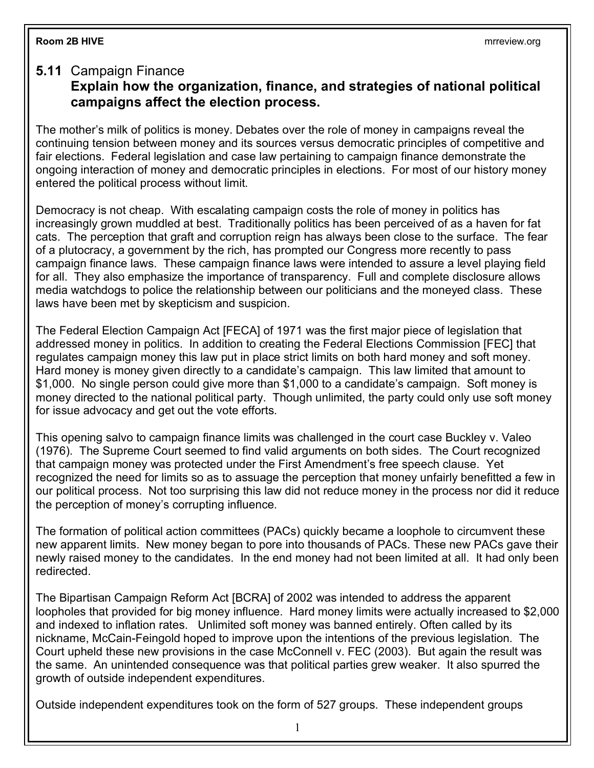## 5.11 Campaign Finance

### Explain how the organization, finance, and strategies of national political campaigns affect the election process.

The mother's milk of politics is money. Debates over the role of money in campaigns reveal the continuing tension between money and its sources versus democratic principles of competitive and fair elections. Federal legislation and case law pertaining to campaign finance demonstrate the ongoing interaction of money and democratic principles in elections. For most of our history money entered the political process without limit.

Democracy is not cheap. With escalating campaign costs the role of money in politics has increasingly grown muddled at best. Traditionally politics has been perceived of as a haven for fat cats. The perception that graft and corruption reign has always been close to the surface. The fear of a plutocracy, a government by the rich, has prompted our Congress more recently to pass campaign finance laws. These campaign finance laws were intended to assure a level playing field for all. They also emphasize the importance of transparency. Full and complete disclosure allows media watchdogs to police the relationship between our politicians and the moneyed class. These laws have been met by skepticism and suspicion.

The Federal Election Campaign Act [FECA] of 1971 was the first major piece of legislation that addressed money in politics. In addition to creating the Federal Elections Commission [FEC] that regulates campaign money this law put in place strict limits on both hard money and soft money. Hard money is money given directly to a candidate's campaign. This law limited that amount to $1,000. No single person could give more than $1,000 to a candidate's campaign. Soft money is money directed to the national political party. Though unlimited, the party could only use soft money for issue advocacy and get out the vote efforts.

This opening salvo to campaign finance limits was challenged in the court case Buckley v. Valeo (1976). The Supreme Court seemed to find valid arguments on both sides. The Court recognized that campaign money was protected under the First Amendment's free speech clause. Yet recognized the need for limits so as to assuage the perception that money unfairly benefitted a few in our political process. Not too surprising this law did not reduce money in the process nor did it reduce the perception of money's corrupting influence.

The formation of political action committees (PACs) quickly became a loophole to circumvent these new apparent limits. New money began to pore into thousands of PACs. These new PACs gave their newly raised money to the candidates. In the end money had not been limited at all. It had only been redirected.

The Bipartisan Campaign Reform Act [BCRA] of 2002 was intended to address the apparent loopholes that provided for big money influence. Hard money limits were actually increased to $2,000 and indexed to inflation rates. Unlimited soft money was banned entirely. Often called by its nickname, McCain-Feingold hoped to improve upon the intentions of the previous legislation. The Court upheld these new provisions in the case McConnell v. FEC (2003). But again the result was the same. An unintended consequence was that political parties grew weaker. It also spurred the growth of outside independent expenditures.

Outside independent expenditures took on the form of 527 groups. These independent groups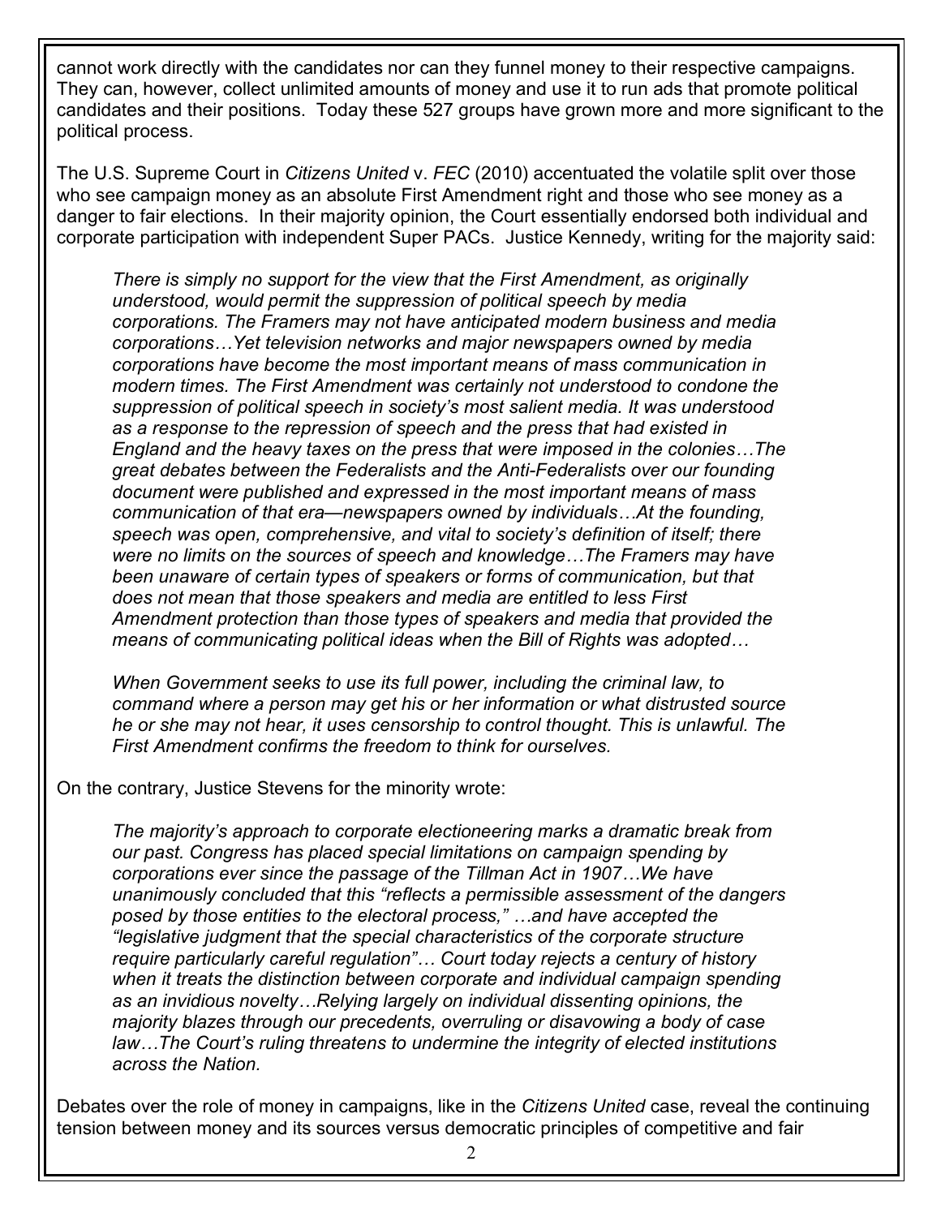cannot work directly with the candidates nor can they funnel money to their respective campaigns. They can, however, collect unlimited amounts of money and use it to run ads that promote political candidates and their positions. Today these 527 groups have grown more and more significant to the political process.

The U.S. Supreme Court in *Citizens United* v. *FEC* (2010) accentuated the volatile split over those who see campaign money as an absolute First Amendment right and those who see money as a danger to fair elections. In their majority opinion, the Court essentially endorsed both individual and corporate participation with independent Super PACs. Justice Kennedy, writing for the majority said:

> *There is simply no support for the view that the First Amendment, as originally understood, would permit the suppression of political speech by media corporations. The Framers may not have anticipated modern business and media corporations…Yet television networks and major newspapers owned by media corporations have become the most important means of mass communication in modern times. The First Amendment was certainly not understood to condone the suppression of political speech in society's most salient media. It was understood as a response to the repression of speech and the press that had existed in England and the heavy taxes on the press that were imposed in the colonies…The great debates between the Federalists and the Anti-Federalists over our founding document were published and expressed in the most important means of mass communication of that era—newspapers owned by individuals…At the founding, speech was open, comprehensive, and vital to society's definition of itself; there were no limits on the sources of speech and knowledge…The Framers may have been unaware of certain types of speakers or forms of communication, but that does not mean that those speakers and media are entitled to less First Amendment protection than those types of speakers and media that provided the means of communicating political ideas when the Bill of Rights was adopted…*
>
> *When Government seeks to use its full power, including the criminal law, to command where a person may get his or her information or what distrusted source he or she may not hear, it uses censorship to control thought. This is unlawful. The First Amendment confirms the freedom to think for ourselves.*

On the contrary, Justice Stevens for the minority wrote:

> *The majority's approach to corporate electioneering marks a dramatic break from our past. Congress has placed special limitations on campaign spending by corporations ever since the passage of the Tillman Act in 1907…We have unanimously concluded that this "reflects a permissible assessment of the dangers posed by those entities to the electoral process," …and have accepted the "legislative judgment that the special characteristics of the corporate structure require particularly careful regulation"… Court today rejects a century of history when it treats the distinction between corporate and individual campaign spending as an invidious novelty…Relying largely on individual dissenting opinions, the majority blazes through our precedents, overruling or disavowing a body of case law…The Court's ruling threatens to undermine the integrity of elected institutions across the Nation.*

Debates over the role of money in campaigns, like in the *Citizens United* case, reveal the continuing tension between money and its sources versus democratic principles of competitive and fair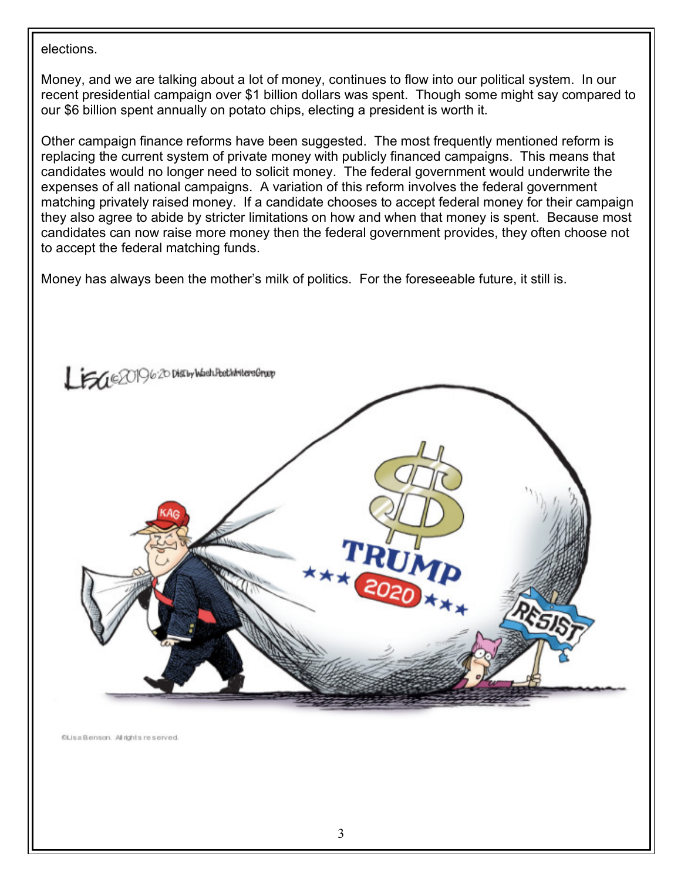elections.

Money, and we are talking about a lot of money, continues to flow into our political system. In our recent presidential campaign over $1 billion dollars was spent. Though some might say compared to our $6 billion spent annually on potato chips, electing a president is worth it.

Other campaign finance reforms have been suggested. The most frequently mentioned reform is replacing the current system of private money with publicly financed campaigns. This means that candidates would no longer need to solicit money. The federal government would underwrite the expenses of all national campaigns. A variation of this reform involves the federal government matching privately raised money. If a candidate chooses to accept federal money for their campaign they also agree to abide by stricter limitations on how and when that money is spent. Because most candidates can now raise more money then the federal government provides, they often choose not to accept the federal matching funds.

Money has always been the mother's milk of politics. For the foreseeable future, it still is.